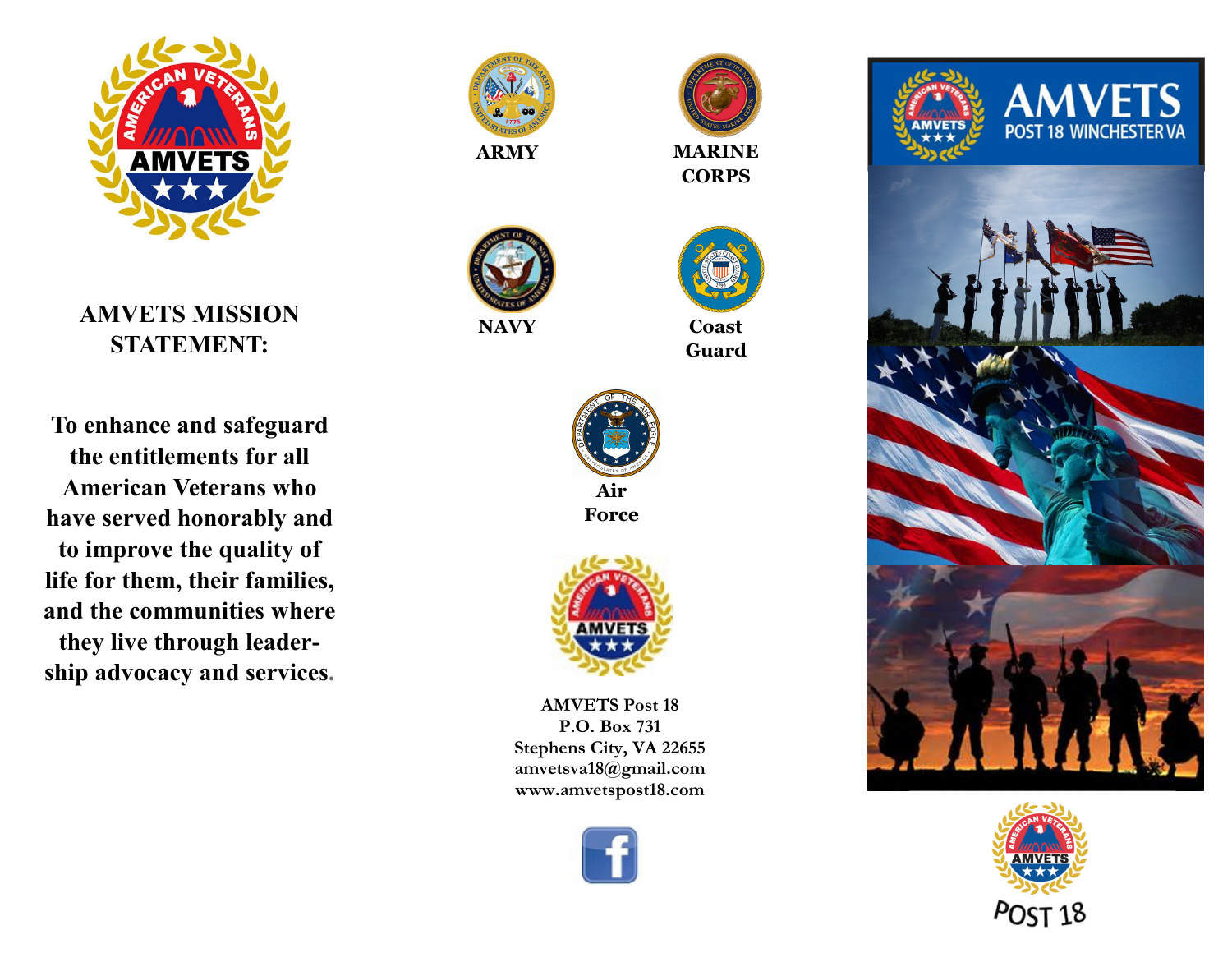## AMVETS MISSION STATEMENT:

**To enhance and safeguard the entitlements for all American Veterans who have served honorably and to improve the quality of life for them, their families, and the communities where they live through leadership advocacy and services.**

**ARMY**

**MARINE CORPS**

**NAVY**

**Coast Guard**

**Air Force**

**AMVETS Post 18**
**P.O. Box 731**
**Stephens City, VA 22655**
**amvetsva18@gmail.com**
**www.amvetspost18.com**

# AMVETS
## POST 18 WINCHESTER VA

POST 18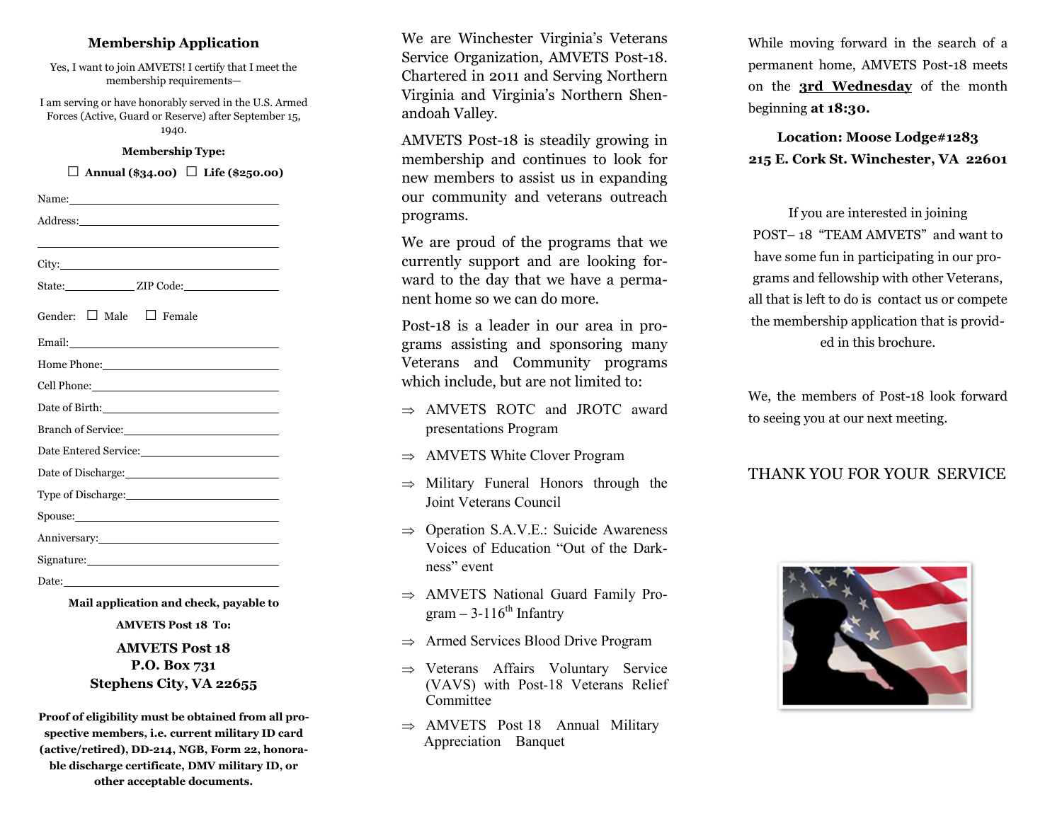## Membership Application

Yes, I want to join AMVETS! I certify that I meet the membership requirements—

I am serving or have honorably served in the U.S. Armed Forces (Active, Guard or Reserve) after September 15, 1940.

**Membership Type:**

☐ **Annual ($34.00)** ☐ **Life ($250.00)**

Name:\_\_\_\_\_\_\_\_\_\_\_\_\_\_\_\_\_\_\_\_\_\_\_\_\_\_\_\_\_\_

Address:\_\_\_\_\_\_\_\_\_\_\_\_\_\_\_\_\_\_\_\_\_\_\_\_\_\_\_\_\_\_

\_\_\_\_\_\_\_\_\_\_\_\_\_\_\_\_\_\_\_\_\_\_\_\_\_\_\_\_\_\_\_\_\_\_\_\_

City:\_\_\_\_\_\_\_\_\_\_\_\_\_\_\_\_\_\_\_\_\_\_\_\_\_\_\_\_\_\_

State:\_\_\_\_\_\_\_\_\_\_ ZIP Code:\_\_\_\_\_\_\_\_\_\_\_\_

Gender: ☐ Male ☐ Female

Email:\_\_\_\_\_\_\_\_\_\_\_\_\_\_\_\_\_\_\_\_\_\_\_\_\_\_\_\_\_\_

Home Phone:\_\_\_\_\_\_\_\_\_\_\_\_\_\_\_\_\_\_\_\_\_\_\_\_\_\_

Cell Phone:\_\_\_\_\_\_\_\_\_\_\_\_\_\_\_\_\_\_\_\_\_\_\_\_\_\_\_

Date of Birth:\_\_\_\_\_\_\_\_\_\_\_\_\_\_\_\_\_\_\_\_\_\_\_\_\_\_

Branch of Service:\_\_\_\_\_\_\_\_\_\_\_\_\_\_\_\_\_\_\_\_\_\_

Date Entered Service:\_\_\_\_\_\_\_\_\_\_\_\_\_\_\_\_\_\_\_\_

Date of Discharge:\_\_\_\_\_\_\_\_\_\_\_\_\_\_\_\_\_\_\_\_\_\_

Type of Discharge:\_\_\_\_\_\_\_\_\_\_\_\_\_\_\_\_\_\_\_\_\_\_

Spouse:\_\_\_\_\_\_\_\_\_\_\_\_\_\_\_\_\_\_\_\_\_\_\_\_\_\_\_\_\_

Anniversary:\_\_\_\_\_\_\_\_\_\_\_\_\_\_\_\_\_\_\_\_\_\_\_\_\_\_

Signature:\_\_\_\_\_\_\_\_\_\_\_\_\_\_\_\_\_\_\_\_\_\_\_\_\_\_\_\_

Date:\_\_\_\_\_\_\_\_\_\_\_\_\_\_\_\_\_\_\_\_\_\_\_\_\_\_\_\_\_\_\_

**Mail application and check, payable to AMVETS Post 18 To:**

**AMVETS Post 18**
**P.O. Box 731**
**Stephens City, VA 22655**

**Proof of eligibility must be obtained from all prospective members, i.e. current military ID card (active/retired), DD-214, NGB, Form 22, honorable discharge certificate, DMV military ID, or other acceptable documents.**

We are Winchester Virginia's Veterans Service Organization, AMVETS Post-18. Chartered in 2011 and Serving Northern Virginia and Virginia's Northern Shenandoah Valley.

AMVETS Post-18 is steadily growing in membership and continues to look for new members to assist us in expanding our community and veterans outreach programs.

We are proud of the programs that we currently support and are looking forward to the day that we have a permanent home so we can do more.

Post-18 is a leader in our area in programs assisting and sponsoring many Veterans and Community programs which include, but are not limited to:

- ⇒ AMVETS ROTC and JROTC award presentations Program
- ⇒ AMVETS White Clover Program
- ⇒ Military Funeral Honors through the Joint Veterans Council
- ⇒ Operation S.A.V.E.: Suicide Awareness Voices of Education "Out of the Darkness" event
- ⇒ AMVETS National Guard Family Program – 3-116th Infantry
- ⇒ Armed Services Blood Drive Program
- ⇒ Veterans Affairs Voluntary Service (VAVS) with Post-18 Veterans Relief Committee
- ⇒ AMVETS Post 18 Annual Military Appreciation Banquet

While moving forward in the search of a permanent home, AMVETS Post-18 meets on the **3rd Wednesday** of the month beginning **at 18:30.**

**Location: Moose Lodge#1283**
**215 E. Cork St. Winchester, VA 22601**

If you are interested in joining POST– 18 "TEAM AMVETS" and want to have some fun in participating in our programs and fellowship with other Veterans, all that is left to do is contact us or compete the membership application that is provided in this brochure.

We, the members of Post-18 look forward to seeing you at our next meeting.

THANK YOU FOR YOUR SERVICE